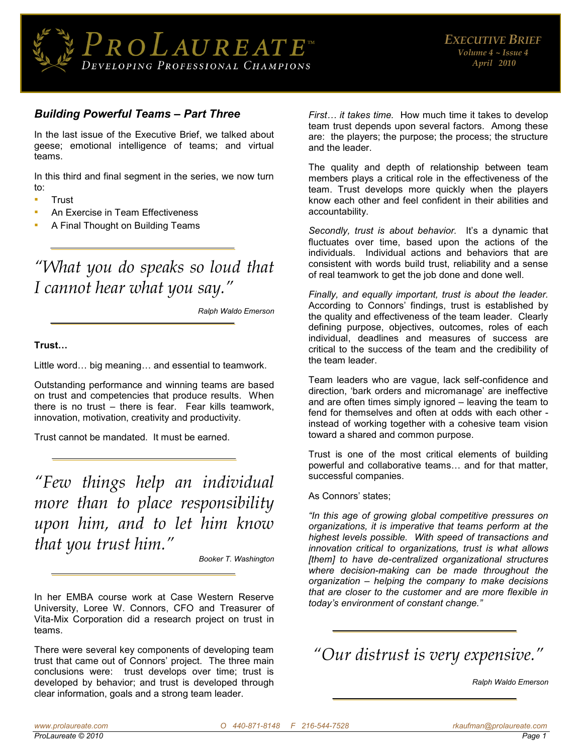# ProLaureate™

Developing Professional Champions

*Executive Brief*
*Volume 4 ~ Issue 4*
*April 2010*

## *Building Powerful Teams – Part Three*

In the last issue of the Executive Brief, we talked about geese; emotional intelligence of teams; and virtual teams.

In this third and final segment in the series, we now turn to:

- Trust
- An Exercise in Team Effectiveness
- A Final Thought on Building Teams

> *"What you do speaks so loud that I cannot hear what you say."*
>
> *Ralph Waldo Emerson*

**Trust…**

Little word… big meaning… and essential to teamwork.

Outstanding performance and winning teams are based on trust and competencies that produce results. When there is no trust – there is fear. Fear kills teamwork, innovation, motivation, creativity and productivity.

Trust cannot be mandated. It must be earned.

> *"Few things help an individual more than to place responsibility upon him, and to let him know that you trust him."*
>
> *Booker T. Washington*

In her EMBA course work at Case Western Reserve University, Loree W. Connors, CFO and Treasurer of Vita-Mix Corporation did a research project on trust in teams.

There were several key components of developing team trust that came out of Connors' project. The three main conclusions were: trust develops over time; trust is developed by behavior; and trust is developed through clear information, goals and a strong team leader.

*First… it takes time.* How much time it takes to develop team trust depends upon several factors. Among these are: the players; the purpose; the process; the structure and the leader.

The quality and depth of relationship between team members plays a critical role in the effectiveness of the team. Trust develops more quickly when the players know each other and feel confident in their abilities and accountability.

*Secondly, trust is about behavior.* It's a dynamic that fluctuates over time, based upon the actions of the individuals. Individual actions and behaviors that are consistent with words build trust, reliability and a sense of real teamwork to get the job done and done well.

*Finally, and equally important, trust is about the leader.* According to Connors' findings, trust is established by the quality and effectiveness of the team leader. Clearly defining purpose, objectives, outcomes, roles of each individual, deadlines and measures of success are critical to the success of the team and the credibility of the team leader.

Team leaders who are vague, lack self-confidence and direction, 'bark orders and micromanage' are ineffective and are often times simply ignored – leaving the team to fend for themselves and often at odds with each other - instead of working together with a cohesive team vision toward a shared and common purpose.

Trust is one of the most critical elements of building powerful and collaborative teams… and for that matter, successful companies.

As Connors' states;

*"In this age of growing global competitive pressures on organizations, it is imperative that teams perform at the highest levels possible. With speed of transactions and innovation critical to organizations, trust is what allows [them] to have de-centralized organizational structures where decision-making can be made throughout the organization – helping the company to make decisions that are closer to the customer and are more flexible in today's environment of constant change."*

> *"Our distrust is very expensive."*
>
> *Ralph Waldo Emerson*

www.prolaureate.com O 440-871-8148 F 216-544-7528 rkaufman@prolaureate.com

ProLaureate © 2010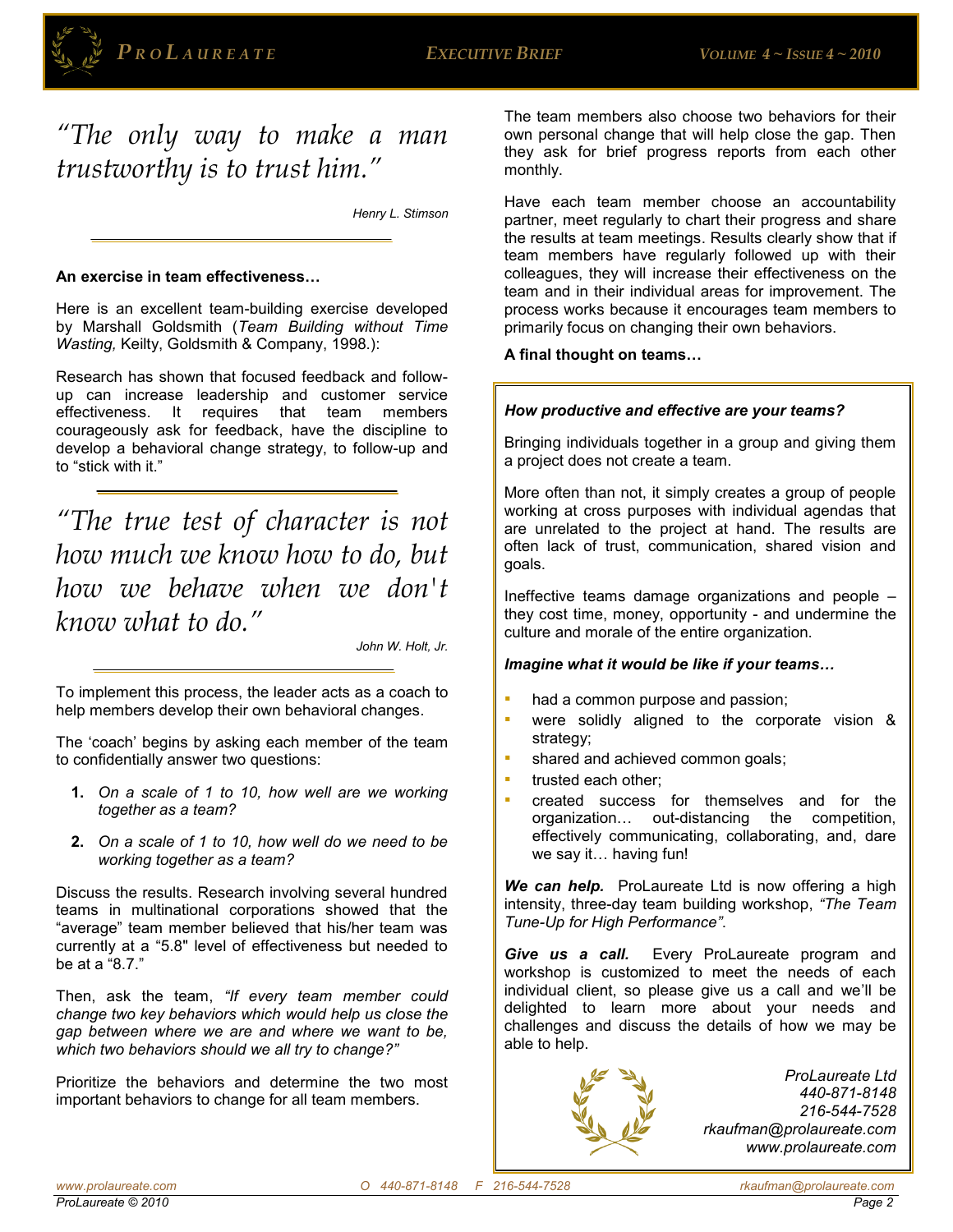*"The only way to make a man trustworthy is to trust him."*

Henry L. Stimson

**An exercise in team effectiveness…**

Here is an excellent team-building exercise developed by Marshall Goldsmith (*Team Building without Time Wasting,* Keilty, Goldsmith & Company, 1998.):

Research has shown that focused feedback and follow-up can increase leadership and customer service effectiveness. It requires that team members courageously ask for feedback, have the discipline to develop a behavioral change strategy, to follow-up and to "stick with it."

*"The true test of character is not how much we know how to do, but how we behave when we don't know what to do."*

John W. Holt, Jr.

To implement this process, the leader acts as a coach to help members develop their own behavioral changes.

The 'coach' begins by asking each member of the team to confidentially answer two questions:

1. *On a scale of 1 to 10, how well are we working together as a team?*
2. *On a scale of 1 to 10, how well do we need to be working together as a team?*

Discuss the results. Research involving several hundred teams in multinational corporations showed that the "average" team member believed that his/her team was currently at a "5.8" level of effectiveness but needed to be at a "8.7."

Then, ask the team, *"If every team member could change two key behaviors which would help us close the gap between where we are and where we want to be, which two behaviors should we all try to change?"*

Prioritize the behaviors and determine the two most important behaviors to change for all team members.

The team members also choose two behaviors for their own personal change that will help close the gap. Then they ask for brief progress reports from each other monthly.

Have each team member choose an accountability partner, meet regularly to chart their progress and share the results at team meetings. Results clearly show that if team members have regularly followed up with their colleagues, they will increase their effectiveness on the team and in their individual areas for improvement. The process works because it encourages team members to primarily focus on changing their own behaviors.

**A final thought on teams…**

***How productive and effective are your teams?***

Bringing individuals together in a group and giving them a project does not create a team.

More often than not, it simply creates a group of people working at cross purposes with individual agendas that are unrelated to the project at hand. The results are often lack of trust, communication, shared vision and goals.

Ineffective teams damage organizations and people – they cost time, money, opportunity - and undermine the culture and morale of the entire organization.

***Imagine what it would be like if your teams…***

- had a common purpose and passion;
- were solidly aligned to the corporate vision & strategy;
- shared and achieved common goals;
- trusted each other;
- created success for themselves and for the organization… out-distancing the competition, effectively communicating, collaborating, and, dare we say it… having fun!

***We can help.*** ProLaureate Ltd is now offering a high intensity, three-day team building workshop, *"The Team Tune-Up for High Performance"*.

***Give us a call.*** Every ProLaureate program and workshop is customized to meet the needs of each individual client, so please give us a call and we'll be delighted to learn more about your needs and challenges and discuss the details of how we may be able to help.

*ProLaureate Ltd*
*440-871-8148*
*216-544-7528*
*rkaufman@prolaureate.com*
*www.prolaureate.com*